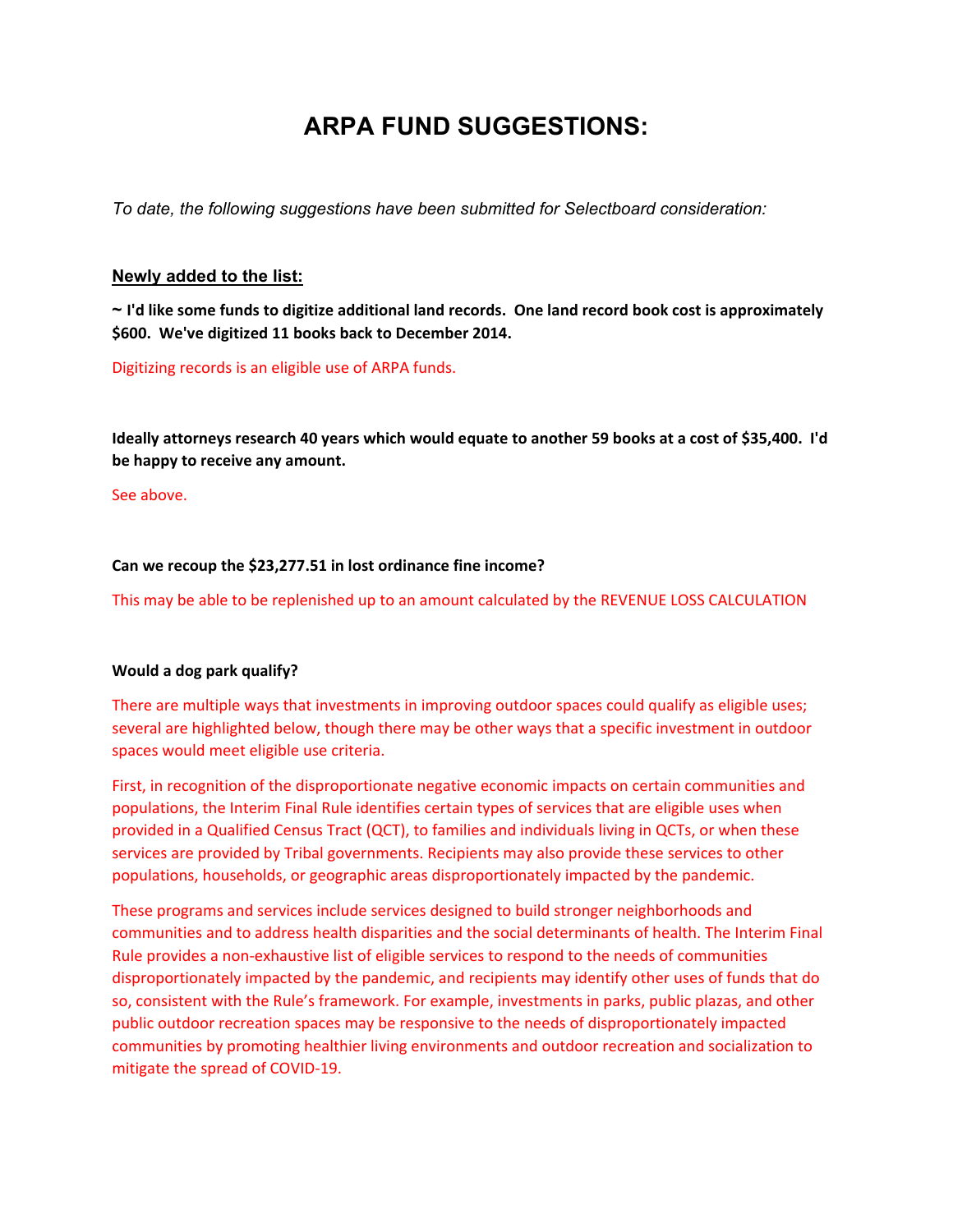# ARPA FUND SUGGESTIONS:

*To date, the following suggestions have been submitted for Selectboard consideration:*

**Newly added to the list:**

**~ I'd like some funds to digitize additional land records. One land record book cost is approximately $600. We've digitized 11 books back to December 2014.**

Digitizing records is an eligible use of ARPA funds.

**Ideally attorneys research 40 years which would equate to another 59 books at a cost of $35,400. I'd be happy to receive any amount.**

See above.

**Can we recoup the $23,277.51 in lost ordinance fine income?**

This may be able to be replenished up to an amount calculated by the REVENUE LOSS CALCULATION

**Would a dog park qualify?**

There are multiple ways that investments in improving outdoor spaces could qualify as eligible uses; several are highlighted below, though there may be other ways that a specific investment in outdoor spaces would meet eligible use criteria.

First, in recognition of the disproportionate negative economic impacts on certain communities and populations, the Interim Final Rule identifies certain types of services that are eligible uses when provided in a Qualified Census Tract (QCT), to families and individuals living in QCTs, or when these services are provided by Tribal governments. Recipients may also provide these services to other populations, households, or geographic areas disproportionately impacted by the pandemic.

These programs and services include services designed to build stronger neighborhoods and communities and to address health disparities and the social determinants of health. The Interim Final Rule provides a non-exhaustive list of eligible services to respond to the needs of communities disproportionately impacted by the pandemic, and recipients may identify other uses of funds that do so, consistent with the Rule's framework. For example, investments in parks, public plazas, and other public outdoor recreation spaces may be responsive to the needs of disproportionately impacted communities by promoting healthier living environments and outdoor recreation and socialization to mitigate the spread of COVID-19.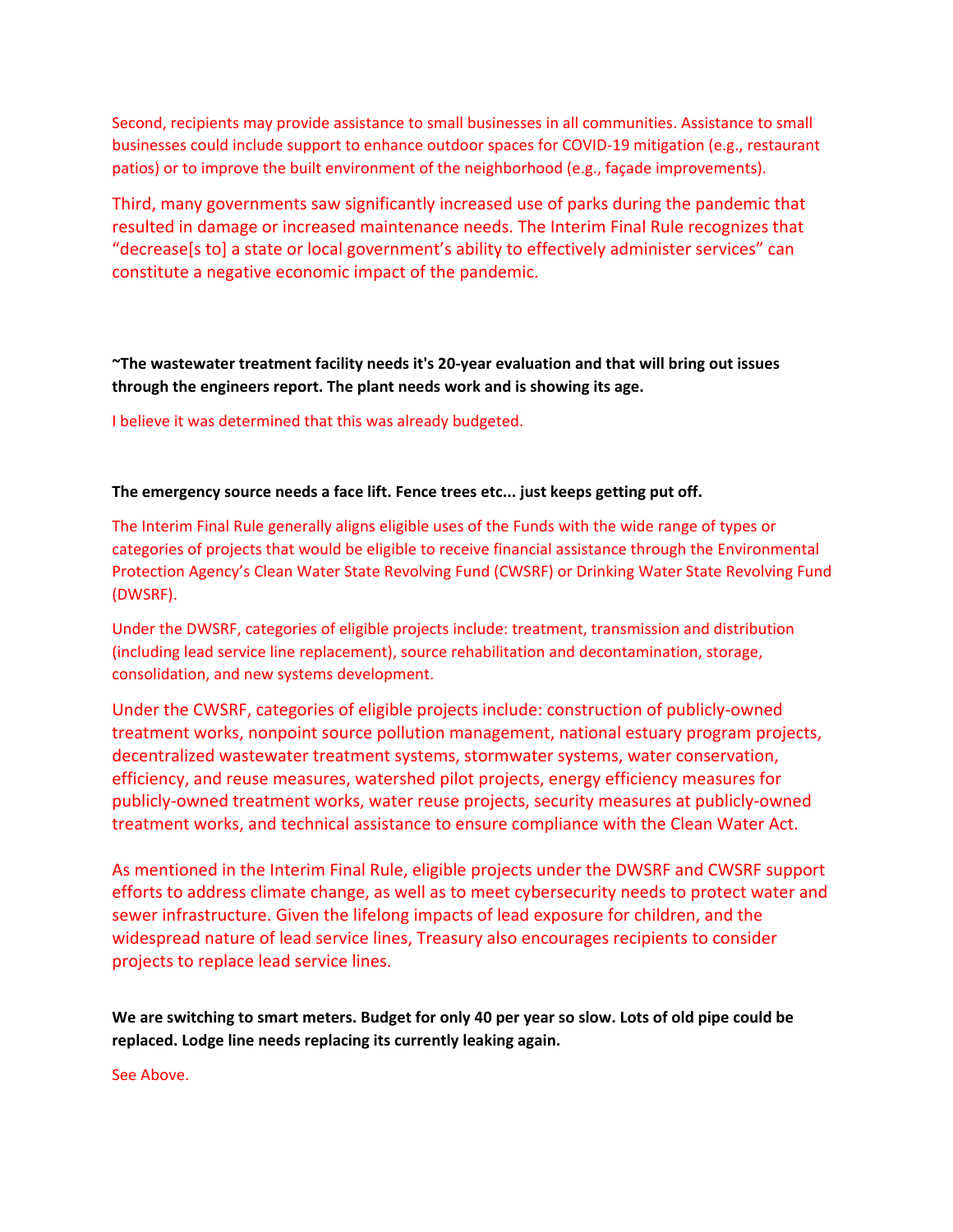Second, recipients may provide assistance to small businesses in all communities. Assistance to small businesses could include support to enhance outdoor spaces for COVID-19 mitigation (e.g., restaurant patios) or to improve the built environment of the neighborhood (e.g., façade improvements).

Third, many governments saw significantly increased use of parks during the pandemic that resulted in damage or increased maintenance needs. The Interim Final Rule recognizes that "decrease[s to] a state or local government's ability to effectively administer services" can constitute a negative economic impact of the pandemic.

**~The wastewater treatment facility needs it's 20-year evaluation and that will bring out issues through the engineers report. The plant needs work and is showing its age.**

I believe it was determined that this was already budgeted.

**The emergency source needs a face lift. Fence trees etc... just keeps getting put off.**

The Interim Final Rule generally aligns eligible uses of the Funds with the wide range of types or categories of projects that would be eligible to receive financial assistance through the Environmental Protection Agency's Clean Water State Revolving Fund (CWSRF) or Drinking Water State Revolving Fund (DWSRF).

Under the DWSRF, categories of eligible projects include: treatment, transmission and distribution (including lead service line replacement), source rehabilitation and decontamination, storage, consolidation, and new systems development.

Under the CWSRF, categories of eligible projects include: construction of publicly-owned treatment works, nonpoint source pollution management, national estuary program projects, decentralized wastewater treatment systems, stormwater systems, water conservation, efficiency, and reuse measures, watershed pilot projects, energy efficiency measures for publicly-owned treatment works, water reuse projects, security measures at publicly-owned treatment works, and technical assistance to ensure compliance with the Clean Water Act.

As mentioned in the Interim Final Rule, eligible projects under the DWSRF and CWSRF support efforts to address climate change, as well as to meet cybersecurity needs to protect water and sewer infrastructure. Given the lifelong impacts of lead exposure for children, and the widespread nature of lead service lines, Treasury also encourages recipients to consider projects to replace lead service lines.

**We are switching to smart meters. Budget for only 40 per year so slow. Lots of old pipe could be replaced. Lodge line needs replacing its currently leaking again.**

See Above.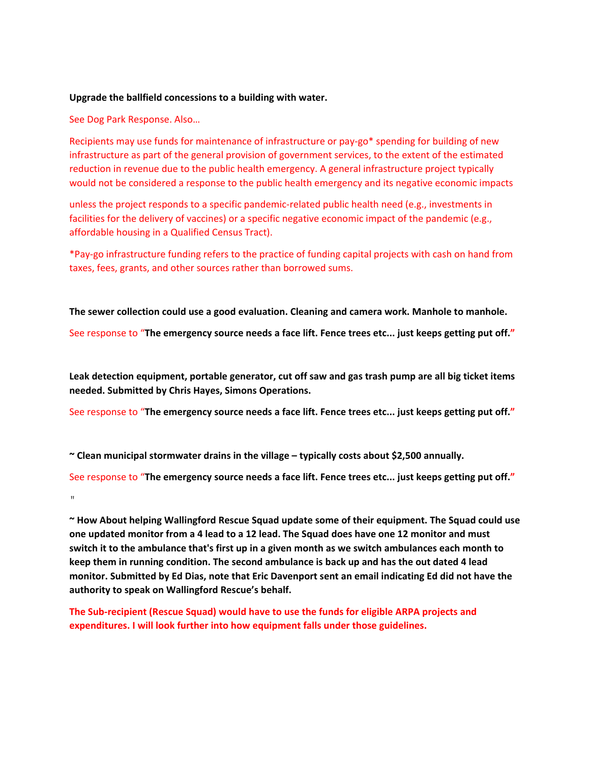**Upgrade the ballfield concessions to a building with water.**

See Dog Park Response. Also…

Recipients may use funds for maintenance of infrastructure or pay-go* spending for building of new infrastructure as part of the general provision of government services, to the extent of the estimated reduction in revenue due to the public health emergency. A general infrastructure project typically would not be considered a response to the public health emergency and its negative economic impacts

unless the project responds to a specific pandemic-related public health need (e.g., investments in facilities for the delivery of vaccines) or a specific negative economic impact of the pandemic (e.g., affordable housing in a Qualified Census Tract).

*Pay-go infrastructure funding refers to the practice of funding capital projects with cash on hand from taxes, fees, grants, and other sources rather than borrowed sums.

**The sewer collection could use a good evaluation. Cleaning and camera work. Manhole to manhole.**

See response to "**The emergency source needs a face lift. Fence trees etc... just keeps getting put off.**"

**Leak detection equipment, portable generator, cut off saw and gas trash pump are all big ticket items needed. Submitted by Chris Hayes, Simons Operations.**

See response to "**The emergency source needs a face lift. Fence trees etc... just keeps getting put off.**"

**~ Clean municipal stormwater drains in the village – typically costs about $2,500 annually.**

See response to "**The emergency source needs a face lift. Fence trees etc... just keeps getting put off.**"

"

**~ How About helping Wallingford Rescue Squad update some of their equipment. The Squad could use one updated monitor from a 4 lead to a 12 lead. The Squad does have one 12 monitor and must switch it to the ambulance that's first up in a given month as we switch ambulances each month to keep them in running condition. The second ambulance is back up and has the out dated 4 lead monitor. Submitted by Ed Dias, note that Eric Davenport sent an email indicating Ed did not have the authority to speak on Wallingford Rescue's behalf.**

**The Sub-recipient (Rescue Squad) would have to use the funds for eligible ARPA projects and expenditures. I will look further into how equipment falls under those guidelines.**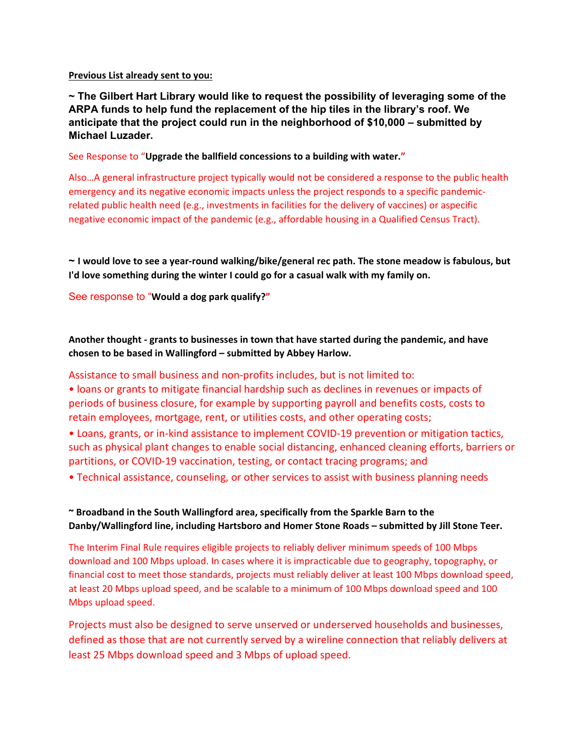**<u>Previous List already sent to you:</u>**

**~ The Gilbert Hart Library would like to request the possibility of leveraging some of the ARPA funds to help fund the replacement of the hip tiles in the library's roof. We anticipate that the project could run in the neighborhood of $10,000 – submitted by Michael Luzader.**

See Response to "**Upgrade the ballfield concessions to a building with water.**"

Also…A general infrastructure project typically would not be considered a response to the public health emergency and its negative economic impacts unless the project responds to a specific pandemic-related public health need (e.g., investments in facilities for the delivery of vaccines) or aspecific negative economic impact of the pandemic (e.g., affordable housing in a Qualified Census Tract).

**~ I would love to see a year-round walking/bike/general rec path. The stone meadow is fabulous, but I'd love something during the winter I could go for a casual walk with my family on.**

See response to "**Would a dog park qualify?**"

**Another thought - grants to businesses in town that have started during the pandemic, and have chosen to be based in Wallingford – submitted by Abbey Harlow.**

Assistance to small business and non-profits includes, but is not limited to:

- loans or grants to mitigate financial hardship such as declines in revenues or impacts of periods of business closure, for example by supporting payroll and benefits costs, costs to retain employees, mortgage, rent, or utilities costs, and other operating costs;
- Loans, grants, or in-kind assistance to implement COVID-19 prevention or mitigation tactics, such as physical plant changes to enable social distancing, enhanced cleaning efforts, barriers or partitions, or COVID-19 vaccination, testing, or contact tracing programs; and
- Technical assistance, counseling, or other services to assist with business planning needs

**~ Broadband in the South Wallingford area, specifically from the Sparkle Barn to the Danby/Wallingford line, including Hartsboro and Homer Stone Roads – submitted by Jill Stone Teer.**

The Interim Final Rule requires eligible projects to reliably deliver minimum speeds of 100 Mbps download and 100 Mbps upload. In cases where it is impracticable due to geography, topography, or financial cost to meet those standards, projects must reliably deliver at least 100 Mbps download speed, at least 20 Mbps upload speed, and be scalable to a minimum of 100 Mbps download speed and 100 Mbps upload speed.

Projects must also be designed to serve unserved or underserved households and businesses, defined as those that are not currently served by a wireline connection that reliably delivers at least 25 Mbps download speed and 3 Mbps of upload speed.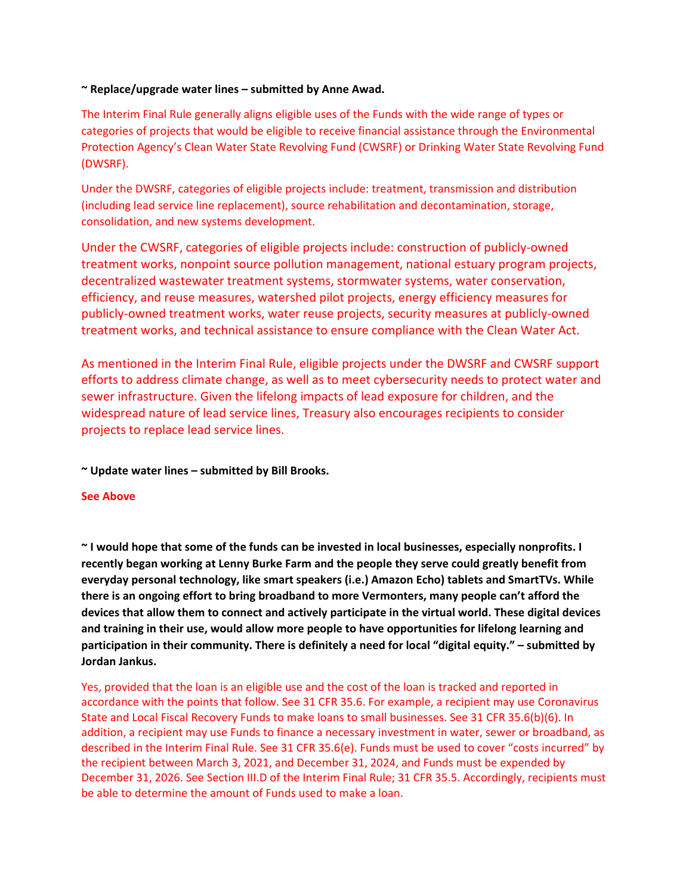**~ Replace/upgrade water lines – submitted by Anne Awad.**

The Interim Final Rule generally aligns eligible uses of the Funds with the wide range of types or categories of projects that would be eligible to receive financial assistance through the Environmental Protection Agency's Clean Water State Revolving Fund (CWSRF) or Drinking Water State Revolving Fund (DWSRF).

Under the DWSRF, categories of eligible projects include: treatment, transmission and distribution (including lead service line replacement), source rehabilitation and decontamination, storage, consolidation, and new systems development.

Under the CWSRF, categories of eligible projects include: construction of publicly-owned treatment works, nonpoint source pollution management, national estuary program projects, decentralized wastewater treatment systems, stormwater systems, water conservation, efficiency, and reuse measures, watershed pilot projects, energy efficiency measures for publicly-owned treatment works, water reuse projects, security measures at publicly-owned treatment works, and technical assistance to ensure compliance with the Clean Water Act.

As mentioned in the Interim Final Rule, eligible projects under the DWSRF and CWSRF support efforts to address climate change, as well as to meet cybersecurity needs to protect water and sewer infrastructure. Given the lifelong impacts of lead exposure for children, and the widespread nature of lead service lines, Treasury also encourages recipients to consider projects to replace lead service lines.

**~ Update water lines – submitted by Bill Brooks.**

**See Above**

**~ I would hope that some of the funds can be invested in local businesses, especially nonprofits. I recently began working at Lenny Burke Farm and the people they serve could greatly benefit from everyday personal technology, like smart speakers (i.e.) Amazon Echo) tablets and SmartTVs. While there is an ongoing effort to bring broadband to more Vermonters, many people can't afford the devices that allow them to connect and actively participate in the virtual world. These digital devices and training in their use, would allow more people to have opportunities for lifelong learning and participation in their community. There is definitely a need for local "digital equity." – submitted by Jordan Jankus.**

Yes, provided that the loan is an eligible use and the cost of the loan is tracked and reported in accordance with the points that follow. See 31 CFR 35.6. For example, a recipient may use Coronavirus State and Local Fiscal Recovery Funds to make loans to small businesses. See 31 CFR 35.6(b)(6). In addition, a recipient may use Funds to finance a necessary investment in water, sewer or broadband, as described in the Interim Final Rule. See 31 CFR 35.6(e). Funds must be used to cover "costs incurred" by the recipient between March 3, 2021, and December 31, 2024, and Funds must be expended by December 31, 2026. See Section III.D of the Interim Final Rule; 31 CFR 35.5. Accordingly, recipients must be able to determine the amount of Funds used to make a loan.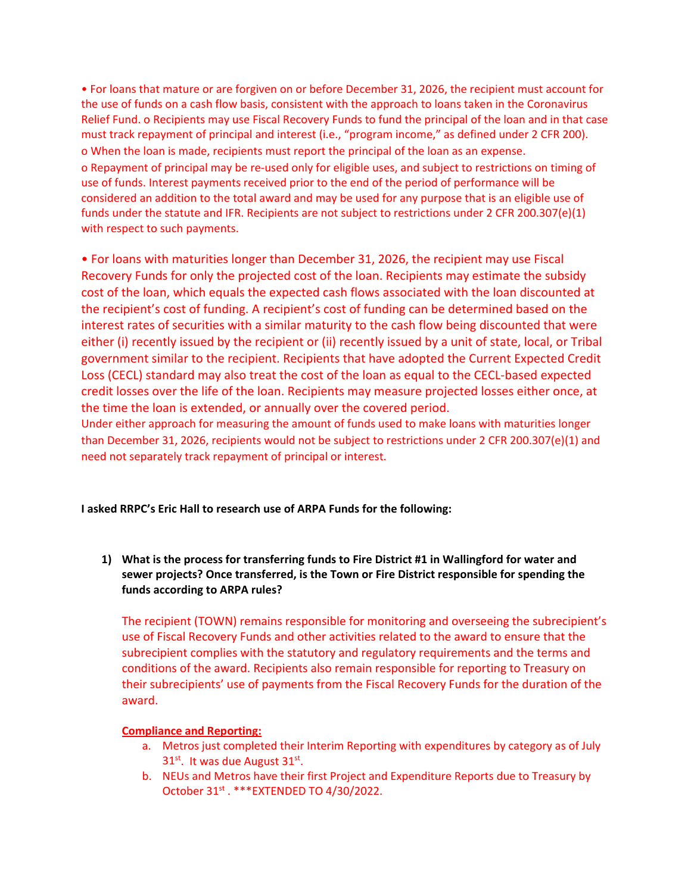- For loans that mature or are forgiven on or before December 31, 2026, the recipient must account for the use of funds on a cash flow basis, consistent with the approach to loans taken in the Coronavirus Relief Fund. o Recipients may use Fiscal Recovery Funds to fund the principal of the loan and in that case must track repayment of principal and interest (i.e., "program income," as defined under 2 CFR 200).
  - When the loan is made, recipients must report the principal of the loan as an expense.
  - Repayment of principal may be re-used only for eligible uses, and subject to restrictions on timing of use of funds. Interest payments received prior to the end of the period of performance will be considered an addition to the total award and may be used for any purpose that is an eligible use of funds under the statute and IFR. Recipients are not subject to restrictions under 2 CFR 200.307(e)(1) with respect to such payments.

- For loans with maturities longer than December 31, 2026, the recipient may use Fiscal Recovery Funds for only the projected cost of the loan. Recipients may estimate the subsidy cost of the loan, which equals the expected cash flows associated with the loan discounted at the recipient's cost of funding. A recipient's cost of funding can be determined based on the interest rates of securities with a similar maturity to the cash flow being discounted that were either (i) recently issued by the recipient or (ii) recently issued by a unit of state, local, or Tribal government similar to the recipient. Recipients that have adopted the Current Expected Credit Loss (CECL) standard may also treat the cost of the loan as equal to the CECL-based expected credit losses over the life of the loan. Recipients may measure projected losses either once, at the time the loan is extended, or annually over the covered period.

Under either approach for measuring the amount of funds used to make loans with maturities longer than December 31, 2026, recipients would not be subject to restrictions under 2 CFR 200.307(e)(1) and need not separately track repayment of principal or interest.

**I asked RRPC's Eric Hall to research use of ARPA Funds for the following:**

1) **What is the process for transferring funds to Fire District #1 in Wallingford for water and sewer projects? Once transferred, is the Town or Fire District responsible for spending the funds according to ARPA rules?**

   The recipient (TOWN) remains responsible for monitoring and overseeing the subrecipient's use of Fiscal Recovery Funds and other activities related to the award to ensure that the subrecipient complies with the statutory and regulatory requirements and the terms and conditions of the award. Recipients also remain responsible for reporting to Treasury on their subrecipients' use of payments from the Fiscal Recovery Funds for the duration of the award.

   **Compliance and Reporting:**

   a. Metros just completed their Interim Reporting with expenditures by category as of July 31st. It was due August 31st.
   b. NEUs and Metros have their first Project and Expenditure Reports due to Treasury by October 31st . ***EXTENDED TO 4/30/2022.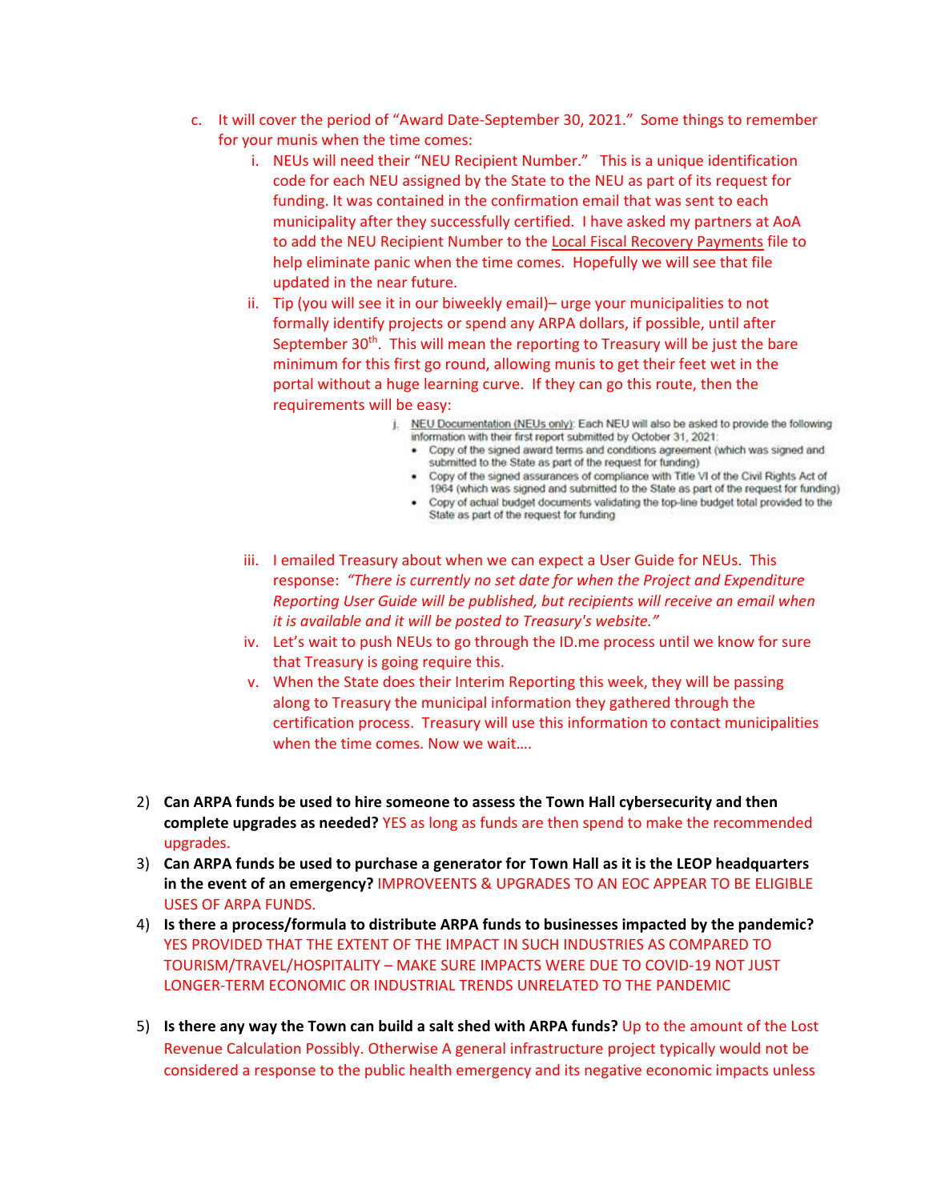c. It will cover the period of "Award Date-September 30, 2021." Some things to remember for your munis when the time comes:

   i. NEUs will need their "NEU Recipient Number." This is a unique identification code for each NEU assigned by the State to the NEU as part of its request for funding. It was contained in the confirmation email that was sent to each municipality after they successfully certified. I have asked my partners at AoA to add the NEU Recipient Number to the Local Fiscal Recovery Payments file to help eliminate panic when the time comes. Hopefully we will see that file updated in the near future.

   ii. Tip (you will see it in our biweekly email)– urge your municipalities to not formally identify projects or spend any ARPA dollars, if possible, until after September 30th. This will mean the reporting to Treasury will be just the bare minimum for this first go round, allowing munis to get their feet wet in the portal without a huge learning curve. If they can go this route, then the requirements will be easy:

      j. NEU Documentation (NEUs only): Each NEU will also be asked to provide the following information with their first report submitted by October 31, 2021:
      - Copy of the signed award terms and conditions agreement (which was signed and submitted to the State as part of the request for funding)
      - Copy of the signed assurances of compliance with Title VI of the Civil Rights Act of 1964 (which was signed and submitted to the State as part of the request for funding)
      - Copy of actual budget documents validating the top-line budget total provided to the State as part of the request for funding

   iii. I emailed Treasury about when we can expect a User Guide for NEUs. This response: *"There is currently no set date for when the Project and Expenditure Reporting User Guide will be published, but recipients will receive an email when it is available and it will be posted to Treasury's website."*

   iv. Let's wait to push NEUs to go through the ID.me process until we know for sure that Treasury is going require this.

   v. When the State does their Interim Reporting this week, they will be passing along to Treasury the municipal information they gathered through the certification process. Treasury will use this information to contact municipalities when the time comes. Now we wait….

2) **Can ARPA funds be used to hire someone to assess the Town Hall cybersecurity and then complete upgrades as needed?** YES as long as funds are then spend to make the recommended upgrades.

3) **Can ARPA funds be used to purchase a generator for Town Hall as it is the LEOP headquarters in the event of an emergency?** IMPROVEEENTS & UPGRADES TO AN EOC APPEAR TO BE ELIGIBLE USES OF ARPA FUNDS.

4) **Is there a process/formula to distribute ARPA funds to businesses impacted by the pandemic?** YES PROVIDED THAT THE EXTENT OF THE IMPACT IN SUCH INDUSTRIES AS COMPARED TO TOURISM/TRAVEL/HOSPITALITY – MAKE SURE IMPACTS WERE DUE TO COVID-19 NOT JUST LONGER-TERM ECONOMIC OR INDUSTRIAL TRENDS UNRELATED TO THE PANDEMIC

5) **Is there any way the Town can build a salt shed with ARPA funds?** Up to the amount of the Lost Revenue Calculation Possibly. Otherwise A general infrastructure project typically would not be considered a response to the public health emergency and its negative economic impacts unless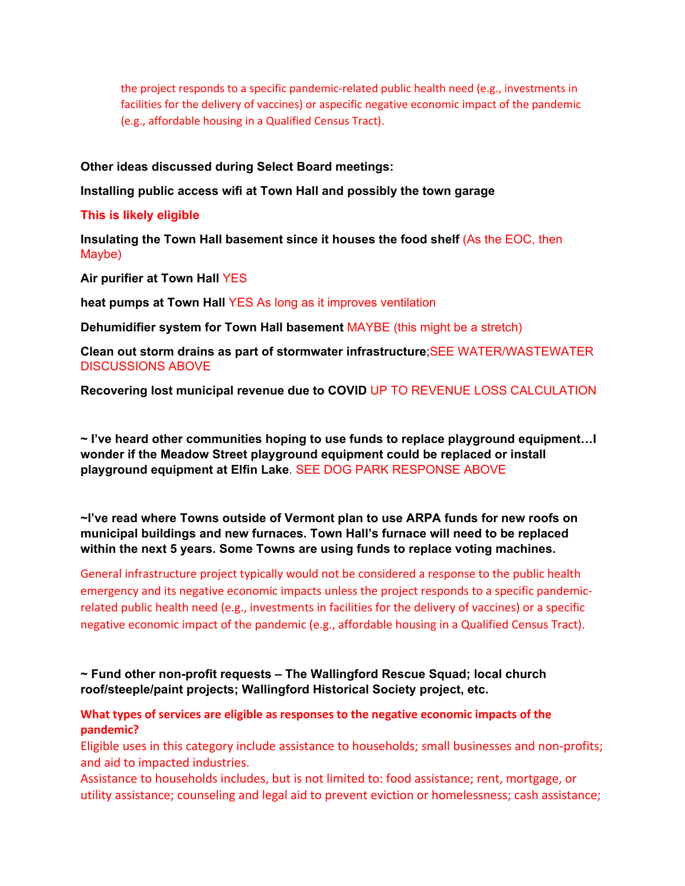the project responds to a specific pandemic-related public health need (e.g., investments in facilities for the delivery of vaccines) or aspecific negative economic impact of the pandemic (e.g., affordable housing in a Qualified Census Tract).

**Other ideas discussed during Select Board meetings:**

**Installing public access wifi at Town Hall and possibly the town garage**

**This is likely eligible**

**Insulating the Town Hall basement since it houses the food shelf** (As the EOC, then Maybe)

**Air purifier at Town Hall** YES

**heat pumps at Town Hall** YES As long as it improves ventilation

**Dehumidifier system for Town Hall basement** MAYBE (this might be a stretch)

**Clean out storm drains as part of stormwater infrastructure**;SEE WATER/WASTEWATER DISCUSSIONS ABOVE

**Recovering lost municipal revenue due to COVID** UP TO REVENUE LOSS CALCULATION

**~ I've heard other communities hoping to use funds to replace playground equipment…I wonder if the Meadow Street playground equipment could be replaced or install playground equipment at Elfin Lake**. SEE DOG PARK RESPONSE ABOVE

**~I've read where Towns outside of Vermont plan to use ARPA funds for new roofs on municipal buildings and new furnaces. Town Hall's furnace will need to be replaced within the next 5 years. Some Towns are using funds to replace voting machines.**

General infrastructure project typically would not be considered a response to the public health emergency and its negative economic impacts unless the project responds to a specific pandemic-related public health need (e.g., investments in facilities for the delivery of vaccines) or a specific negative economic impact of the pandemic (e.g., affordable housing in a Qualified Census Tract).

**~ Fund other non-profit requests – The Wallingford Rescue Squad; local church roof/steeple/paint projects; Wallingford Historical Society project, etc.**

**What types of services are eligible as responses to the negative economic impacts of the pandemic?**

Eligible uses in this category include assistance to households; small businesses and non-profits; and aid to impacted industries.

Assistance to households includes, but is not limited to: food assistance; rent, mortgage, or utility assistance; counseling and legal aid to prevent eviction or homelessness; cash assistance;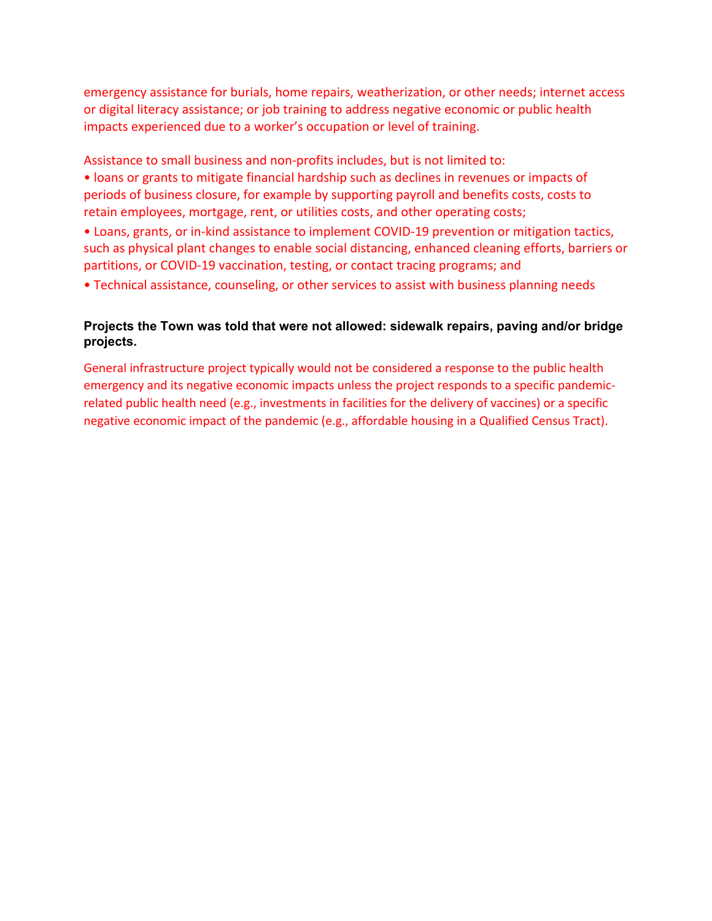emergency assistance for burials, home repairs, weatherization, or other needs; internet access or digital literacy assistance; or job training to address negative economic or public health impacts experienced due to a worker's occupation or level of training.

Assistance to small business and non-profits includes, but is not limited to:

- loans or grants to mitigate financial hardship such as declines in revenues or impacts of periods of business closure, for example by supporting payroll and benefits costs, costs to retain employees, mortgage, rent, or utilities costs, and other operating costs;
- Loans, grants, or in-kind assistance to implement COVID-19 prevention or mitigation tactics, such as physical plant changes to enable social distancing, enhanced cleaning efforts, barriers or partitions, or COVID-19 vaccination, testing, or contact tracing programs; and
- Technical assistance, counseling, or other services to assist with business planning needs

**Projects the Town was told that were not allowed: sidewalk repairs, paving and/or bridge projects.**

General infrastructure project typically would not be considered a response to the public health emergency and its negative economic impacts unless the project responds to a specific pandemic-related public health need (e.g., investments in facilities for the delivery of vaccines) or a specific negative economic impact of the pandemic (e.g., affordable housing in a Qualified Census Tract).